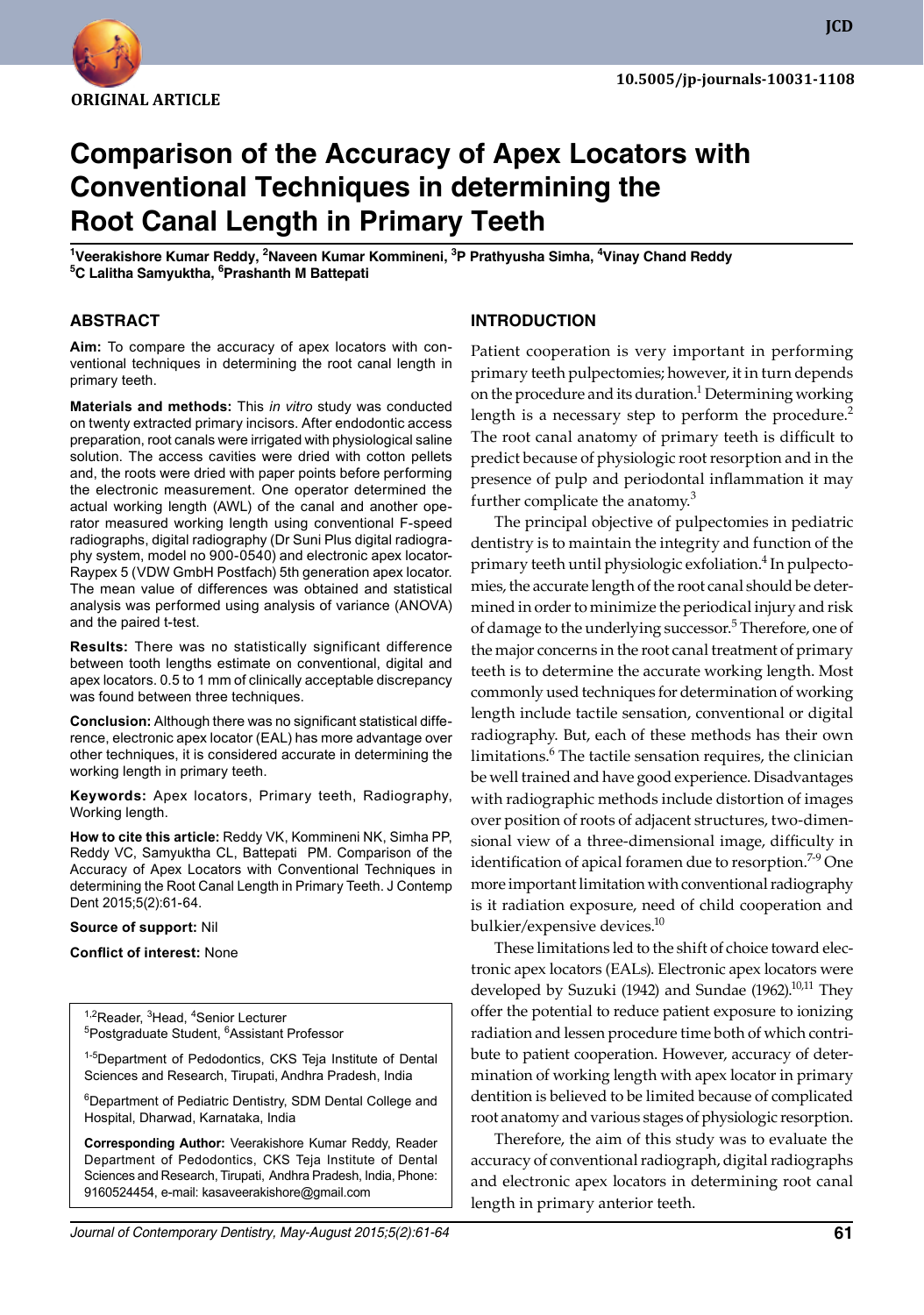ORIGINAL ARTICLE

10.5005/jp-journals-10031-1108

# Comparison of the Accuracy of Apex Locators with Conventional Techniques in determining the Root Canal Length in Primary Teeth

[1]Veerakishore Kumar Reddy, [2]Naveen Kumar Kommineni, [3]P Prathyusha Simha, [4]Vinay Chand Reddy
[5]C Lalitha Samyuktha, [6]Prashanth M Battepati

## ABSTRACT

**Aim:** To compare the accuracy of apex locators with conventional techniques in determining the root canal length in primary teeth.

**Materials and methods:** This *in vitro* study was conducted on twenty extracted primary incisors. After endodontic access preparation, root canals were irrigated with physiological saline solution. The access cavities were dried with cotton pellets and, the roots were dried with paper points before performing the electronic measurement. One operator determined the actual working length (AWL) of the canal and another operator measured working length using conventional F-speed radiographs, digital radiography (Dr Suni Plus digital radiography system, model no 900-0540) and electronic apex locator-Raypex 5 (VDW GmbH Postfach) 5th generation apex locator. The mean value of differences was obtained and statistical analysis was performed using analysis of variance (ANOVA) and the paired t-test.

**Results:** There was no statistically significant difference between tooth lengths estimate on conventional, digital and apex locators. 0.5 to 1 mm of clinically acceptable discrepancy was found between three techniques.

**Conclusion:** Although there was no significant statistical difference, electronic apex locator (EAL) has more advantage over other techniques, it is considered accurate in determining the working length in primary teeth.

**Keywords:** Apex locators, Primary teeth, Radiography, Working length.

**How to cite this article:** Reddy VK, Kommineni NK, Simha PP, Reddy VC, Samyuktha CL, Battepati PM. Comparison of the Accuracy of Apex Locators with Conventional Techniques in determining the Root Canal Length in Primary Teeth. J Contemp Dent 2015;5(2):61-64.

**Source of support:** Nil

**Conflict of interest:** None

[1,2]Reader, [3]Head, [4]Senior Lecturer
[5]Postgraduate Student, [6]Assistant Professor

[1-5]Department of Pedodontics, CKS Teja Institute of Dental Sciences and Research, Tirupati, Andhra Pradesh, India

[6]Department of Pediatric Dentistry, SDM Dental College and Hospital, Dharwad, Karnataka, India

**Corresponding Author:** Veerakishore Kumar Reddy, Reader Department of Pedodontics, CKS Teja Institute of Dental Sciences and Research, Tirupati, Andhra Pradesh, India, Phone: 9160524454, e-mail: kasaveerakishore@gmail.com

## INTRODUCTION

Patient cooperation is very important in performing primary teeth pulpectomies; however, it in turn depends on the procedure and its duration.[1] Determining working length is a necessary step to perform the procedure.[2] The root canal anatomy of primary teeth is difficult to predict because of physiologic root resorption and in the presence of pulp and periodontal inflammation it may further complicate the anatomy.[3]

The principal objective of pulpectomies in pediatric dentistry is to maintain the integrity and function of the primary teeth until physiologic exfoliation.[4] In pulpectomies, the accurate length of the root canal should be determined in order to minimize the periodical injury and risk of damage to the underlying successor.[5] Therefore, one of the major concerns in the root canal treatment of primary teeth is to determine the accurate working length. Most commonly used techniques for determination of working length include tactile sensation, conventional or digital radiography. But, each of these methods has their own limitations.[6] The tactile sensation requires, the clinician be well trained and have good experience. Disadvantages with radiographic methods include distortion of images over position of roots of adjacent structures, two-dimensional view of a three-dimensional image, difficulty in identification of apical foramen due to resorption.[7-9] One more important limitation with conventional radiography is it radiation exposure, need of child cooperation and bulkier/expensive devices.[10]

These limitations led to the shift of choice toward electronic apex locators (EALs). Electronic apex locators were developed by Suzuki (1942) and Sundae (1962).[10,11] They offer the potential to reduce patient exposure to ionizing radiation and lessen procedure time both of which contribute to patient cooperation. However, accuracy of determination of working length with apex locator in primary dentition is believed to be limited because of complicated root anatomy and various stages of physiologic resorption.

Therefore, the aim of this study was to evaluate the accuracy of conventional radiograph, digital radiographs and electronic apex locators in determining root canal length in primary anterior teeth.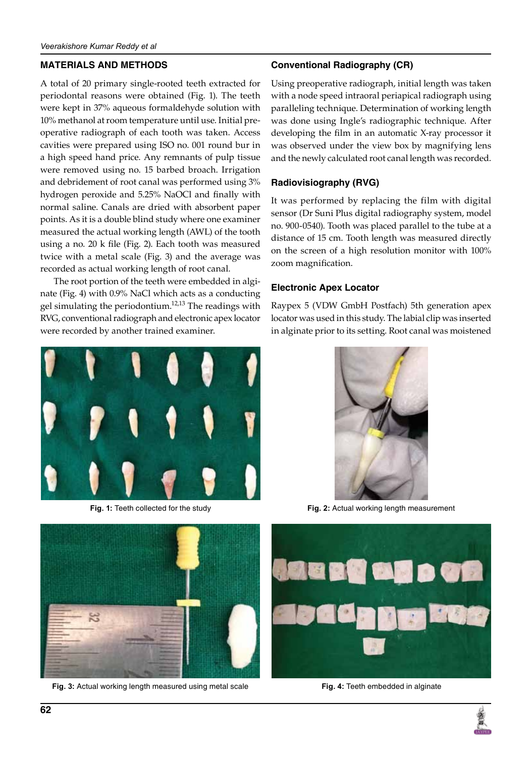## MATERIALS AND METHODS

A total of 20 primary single-rooted teeth extracted for periodontal reasons were obtained (Fig. 1). The teeth were kept in 37% aqueous formaldehyde solution with 10% methanol at room temperature until use. Initial preoperative radiograph of each tooth was taken. Access cavities were prepared using ISO no. 001 round bur in a high speed hand price. Any remnants of pulp tissue were removed using no. 15 barbed broach. Irrigation and debridement of root canal was performed using 3% hydrogen peroxide and 5.25% NaOCl and finally with normal saline. Canals are dried with absorbent paper points. As it is a double blind study where one examiner measured the actual working length (AWL) of the tooth using a no. 20 k file (Fig. 2). Each tooth was measured twice with a metal scale (Fig. 3) and the average was recorded as actual working length of root canal.

The root portion of the teeth were embedded in alginate (Fig. 4) with 0.9% NaCl which acts as a conducting gel simulating the periodontium.[12,13] The readings with RVG, conventional radiograph and electronic apex locator were recorded by another trained examiner.

### Conventional Radiography (CR)

Using preoperative radiograph, initial length was taken with a node speed intraoral periapical radiograph using paralleling technique. Determination of working length was done using Ingle's radiographic technique. After developing the film in an automatic X-ray processor it was observed under the view box by magnifying lens and the newly calculated root canal length was recorded.

### Radiovisiography (RVG)

It was performed by replacing the film with digital sensor (Dr Suni Plus digital radiography system, model no. 900-0540). Tooth was placed parallel to the tube at a distance of 15 cm. Tooth length was measured directly on the screen of a high resolution monitor with 100% zoom magnification.

### Electronic Apex Locator

Raypex 5 (VDW GmbH Postfach) 5th generation apex locator was used in this study. The labial clip was inserted in alginate prior to its setting. Root canal was moistened

**Fig. 1:** Teeth collected for the study

**Fig. 2:** Actual working length measurement

**Fig. 3:** Actual working length measured using metal scale

**Fig. 4:** Teeth embedded in alginate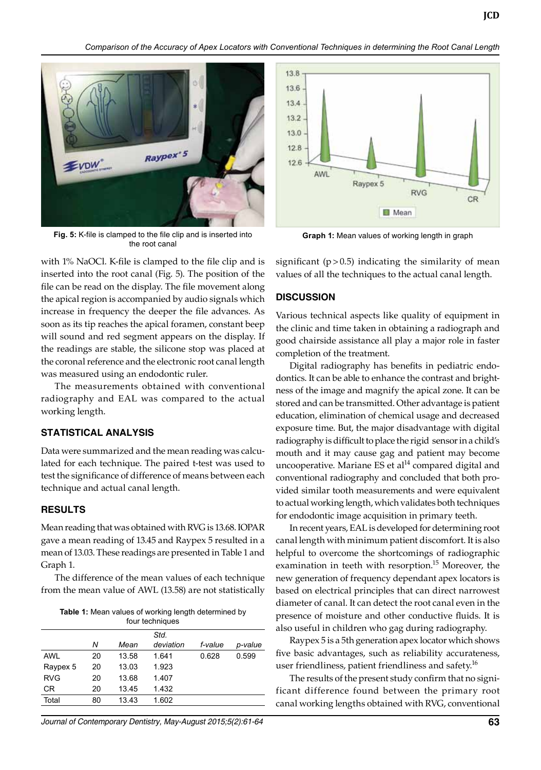**Fig. 5:** K-file is clamped to the file clip and is inserted into the root canal

**Graph 1:** Mean values of working length in graph

with 1% NaOCl. K-file is clamped to the file clip and is inserted into the root canal (Fig. 5). The position of the file can be read on the display. The file movement along the apical region is accompanied by audio signals which increase in frequency the deeper the file advances. As soon as its tip reaches the apical foramen, constant beep will sound and red segment appears on the display. If the readings are stable, the silicone stop was placed at the coronal reference and the electronic root canal length was measured using an endodontic ruler.

The measurements obtained with conventional radiography and EAL was compared to the actual working length.

## STATISTICAL ANALYSIS

Data were summarized and the mean reading was calculated for each technique. The paired t-test was used to test the significance of difference of means between each technique and actual canal length.

## RESULTS

Mean reading that was obtained with RVG is 13.68. IOPAR gave a mean reading of 13.45 and Raypex 5 resulted in a mean of 13.03. These readings are presented in Table 1 and Graph 1.

The difference of the mean values of each technique from the mean value of AWL (13.58) are not statistically significant ($p > 0.5$) indicating the similarity of mean values of all the techniques to the actual canal length.

**Table 1:** Mean values of working length determined by four techniques

| | N | Mean | Std. deviation | f-value | p-value |
|---|---|---|---|---|---|
| AWL | 20 | 13.58 | 1.641 | 0.628 | 0.599 |
| Raypex 5 | 20 | 13.03 | 1.923 | | |
| RVG | 20 | 13.68 | 1.407 | | |
| CR | 20 | 13.45 | 1.432 | | |
| Total | 80 | 13.43 | 1.602 | | |

## DISCUSSION

Various technical aspects like quality of equipment in the clinic and time taken in obtaining a radiograph and good chairside assistance all play a major role in faster completion of the treatment.

Digital radiography has benefits in pediatric endodontics. It can be able to enhance the contrast and brightness of the image and magnify the apical zone. It can be stored and can be transmitted. Other advantage is patient education, elimination of chemical usage and decreased exposure time. But, the major disadvantage with digital radiography is difficult to place the rigid sensor in a child's mouth and it may cause gag and patient may become uncooperative. Mariane ES et al[14] compared digital and conventional radiography and concluded that both provided similar tooth measurements and were equivalent to actual working length, which validates both techniques for endodontic image acquisition in primary teeth.

In recent years, EAL is developed for determining root canal length with minimum patient discomfort. It is also helpful to overcome the shortcomings of radiographic examination in teeth with resorption.[15] Moreover, the new generation of frequency dependant apex locators is based on electrical principles that can direct narrowest diameter of canal. It can detect the root canal even in the presence of moisture and other conductive fluids. It is also useful in children who gag during radiography.

Raypex 5 is a 5th generation apex locator which shows five basic advantages, such as reliability accurateness, user friendliness, patient friendliness and safety.[16]

The results of the present study confirm that no significant difference found between the primary root canal working lengths obtained with RVG, conventional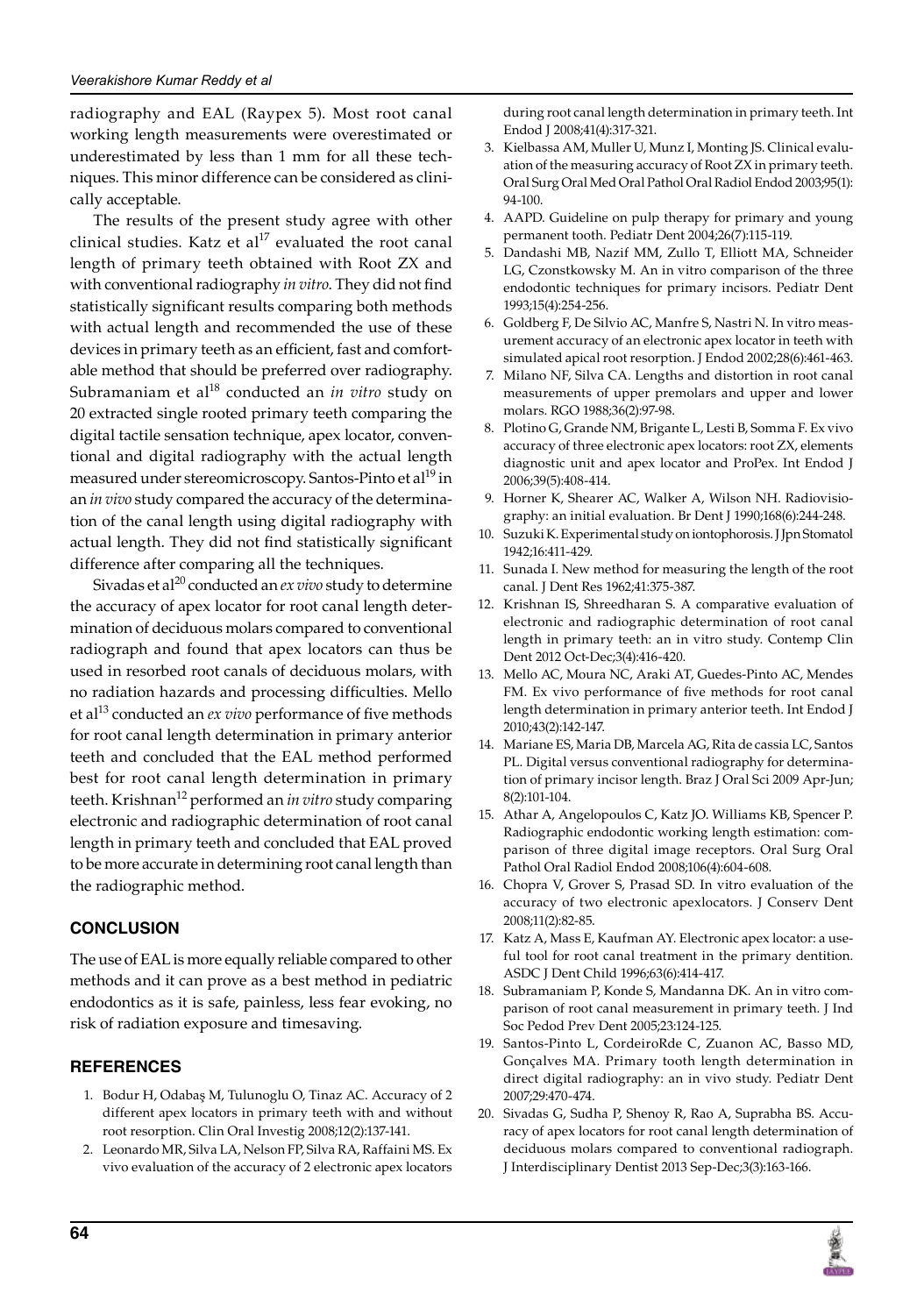radiography and EAL (Raypex 5). Most root canal working length measurements were overestimated or underestimated by less than 1 mm for all these techniques. This minor difference can be considered as clinically acceptable.

The results of the present study agree with other clinical studies. Katz et al[17] evaluated the root canal length of primary teeth obtained with Root ZX and with conventional radiography *in vitro*. They did not find statistically significant results comparing both methods with actual length and recommended the use of these devices in primary teeth as an efficient, fast and comfortable method that should be preferred over radiography. Subramaniam et al[18] conducted an *in vitro* study on 20 extracted single rooted primary teeth comparing the digital tactile sensation technique, apex locator, conventional and digital radiography with the actual length measured under stereomicroscopy. Santos-Pinto et al[19] in an *in vivo* study compared the accuracy of the determination of the canal length using digital radiography with actual length. They did not find statistically significant difference after comparing all the techniques.

Sivadas et al[20] conducted an *ex vivo* study to determine the accuracy of apex locator for root canal length determination of deciduous molars compared to conventional radiograph and found that apex locators can thus be used in resorbed root canals of deciduous molars, with no radiation hazards and processing difficulties. Mello et al[13] conducted an *ex vivo* performance of five methods for root canal length determination in primary anterior teeth and concluded that the EAL method performed best for root canal length determination in primary teeth. Krishnan[12] performed an *in vitro* study comparing electronic and radiographic determination of root canal length in primary teeth and concluded that EAL proved to be more accurate in determining root canal length than the radiographic method.

## CONCLUSION

The use of EAL is more equally reliable compared to other methods and it can prove as a best method in pediatric endodontics as it is safe, painless, less fear evoking, no risk of radiation exposure and timesaving.

## REFERENCES

1. Bodur H, Odabaş M, Tulunoglu O, Tinaz AC. Accuracy of 2 different apex locators in primary teeth with and without root resorption. Clin Oral Investig 2008;12(2):137-141.
2. Leonardo MR, Silva LA, Nelson FP, Silva RA, Raffaini MS. Ex vivo evaluation of the accuracy of 2 electronic apex locators during root canal length determination in primary teeth. Int Endod J 2008;41(4):317-321.
3. Kielbassa AM, Muller U, Munz I, Monting JS. Clinical evaluation of the measuring accuracy of Root ZX in primary teeth. Oral Surg Oral Med Oral Pathol Oral Radiol Endod 2003;95(1): 94-100.
4. AAPD. Guideline on pulp therapy for primary and young permanent tooth. Pediatr Dent 2004;26(7):115-119.
5. Dandashi MB, Nazif MM, Zullo T, Elliott MA, Schneider LG, Czonstkowsky M. An in vitro comparison of the three endodontic techniques for primary incisors. Pediatr Dent 1993;15(4):254-256.
6. Goldberg F, De Silvio AC, Manfre S, Nastri N. In vitro measurement accuracy of an electronic apex locator in teeth with simulated apical root resorption. J Endod 2002;28(6):461-463.
7. Milano NF, Silva CA. Lengths and distortion in root canal measurements of upper premolars and upper and lower molars. RGO 1988;36(2):97-98.
8. Plotino G, Grande NM, Brigante L, Lesti B, Somma F. Ex vivo accuracy of three electronic apex locators: root ZX, elements diagnostic unit and apex locator and ProPex. Int Endod J 2006;39(5):408-414.
9. Horner K, Shearer AC, Walker A, Wilson NH. Radiovisiography: an initial evaluation. Br Dent J 1990;168(6):244-248.
10. Suzuki K. Experimental study on iontophorosis. J Jpn Stomatol 1942;16:411-429.
11. Sunada I. New method for measuring the length of the root canal. J Dent Res 1962;41:375-387.
12. Krishnan IS, Shreedharan S. A comparative evaluation of electronic and radiographic determination of root canal length in primary teeth: an in vitro study. Contemp Clin Dent 2012 Oct-Dec;3(4):416-420.
13. Mello AC, Moura NC, Araki AT, Guedes-Pinto AC, Mendes FM. Ex vivo performance of five methods for root canal length determination in primary anterior teeth. Int Endod J 2010;43(2):142-147.
14. Mariane ES, Maria DB, Marcela AG, Rita de cassia LC, Santos PL. Digital versus conventional radiography for determination of primary incisor length. Braz J Oral Sci 2009 Apr-Jun; 8(2):101-104.
15. Athar A, Angelopoulos C, Katz JO. Williams KB, Spencer P. Radiographic endodontic working length estimation: comparison of three digital image receptors. Oral Surg Oral Pathol Oral Radiol Endod 2008;106(4):604-608.
16. Chopra V, Grover S, Prasad SD. In vitro evaluation of the accuracy of two electronic apexlocators. J Conserv Dent 2008;11(2):82-85.
17. Katz A, Mass E, Kaufman AY. Electronic apex locator: a useful tool for root canal treatment in the primary dentition. ASDC J Dent Child 1996;63(6):414-417.
18. Subramaniam P, Konde S, Mandanna DK. An in vitro comparison of root canal measurement in primary teeth. J Ind Soc Pedod Prev Dent 2005;23:124-125.
19. Santos-Pinto L, CordeiroRde C, Zuanon AC, Basso MD, Gonçalves MA. Primary tooth length determination in direct digital radiography: an in vivo study. Pediatr Dent 2007;29:470-474.
20. Sivadas G, Sudha P, Shenoy R, Rao A, Suprabha BS. Accuracy of apex locators for root canal length determination of deciduous molars compared to conventional radiograph. J Interdisciplinary Dentist 2013 Sep-Dec;3(3):163-166.